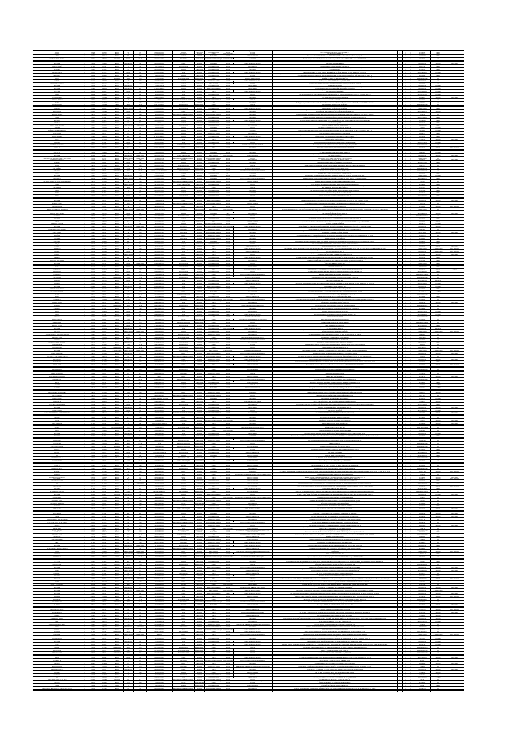| $\frac{1}{2}$ $\frac{1}{2}$                                                                                                                                                                                                                                                                                                                                                                                                                                                         |                                                                                                                                                                                                                                     |                                                                                                                                                                                                                                                                                                                                                                                                                                                                        |                                                   |                                                                                                                                                                                                                                |                                                                                                                                                                                                                     |                          |
|-------------------------------------------------------------------------------------------------------------------------------------------------------------------------------------------------------------------------------------------------------------------------------------------------------------------------------------------------------------------------------------------------------------------------------------------------------------------------------------|-------------------------------------------------------------------------------------------------------------------------------------------------------------------------------------------------------------------------------------|------------------------------------------------------------------------------------------------------------------------------------------------------------------------------------------------------------------------------------------------------------------------------------------------------------------------------------------------------------------------------------------------------------------------------------------------------------------------|---------------------------------------------------|--------------------------------------------------------------------------------------------------------------------------------------------------------------------------------------------------------------------------------|---------------------------------------------------------------------------------------------------------------------------------------------------------------------------------------------------------------------|--------------------------|
|                                                                                                                                                                                                                                                                                                                                                                                                                                                                                     |                                                                                                                                                                                                                                     |                                                                                                                                                                                                                                                                                                                                                                                                                                                                        |                                                   | <b>THE REAL</b>                                                                                                                                                                                                                | sena. Rasanyabin de Junaniste, municipis de Noldi <sup>a</sup> na analoja sua 20° nº 62° East, eng Edi <sup>no</sup> ld'.<br>Adaptat 1 P1797 2° E atomy, SIP 9720 BP at 1978 a Tudoana de Poma de Garda, Juguarjan. | Ħ                        |
| $\frac{200}{200}$                                                                                                                                                                                                                                                                                                                                                                                                                                                                   |                                                                                                                                                                                                                                     |                                                                                                                                                                                                                                                                                                                                                                                                                                                                        |                                                   |                                                                                                                                                                                                                                |                                                                                                                                                                                                                     |                          |
| $\begin{picture}(180,10) \put(0,0){\line(1,0){155}} \put(10,0){\line(1,0){155}} \put(10,0){\line(1,0){155}} \put(10,0){\line(1,0){155}} \put(10,0){\line(1,0){155}} \put(10,0){\line(1,0){155}} \put(10,0){\line(1,0){155}} \put(10,0){\line(1,0){155}} \put(10,0){\line(1,0){155}} \put(10,0){\line(1,0){155}} \put(10,0){\line(1,0){155}}$                                                                                                                                        | ₹                                                                                                                                                                                                                                   |                                                                                                                                                                                                                                                                                                                                                                                                                                                                        | THE CONTRACTOR                                    |                                                                                                                                                                                                                                |                                                                                                                                                                                                                     | ▊                        |
|                                                                                                                                                                                                                                                                                                                                                                                                                                                                                     |                                                                                                                                                                                                                                     |                                                                                                                                                                                                                                                                                                                                                                                                                                                                        |                                                   |                                                                                                                                                                                                                                |                                                                                                                                                                                                                     |                          |
|                                                                                                                                                                                                                                                                                                                                                                                                                                                                                     |                                                                                                                                                                                                                                     |                                                                                                                                                                                                                                                                                                                                                                                                                                                                        |                                                   |                                                                                                                                                                                                                                |                                                                                                                                                                                                                     |                          |
| $\frac{1}{1}$ $\frac{500}{200}$                                                                                                                                                                                                                                                                                                                                                                                                                                                     |                                                                                                                                                                                                                                     | $\begin{array}{c}\n\hline\n\text{1} & \text{1} & \text{1} \\ \hline\n\text{2} & \text{1} & \text{1} \\ \hline\n\text{3} & \text{1} & \text{1} \\ \hline\n\text{4} & \text{1} & \text{1} \\ \hline\n\text{5} & \text{1} & \text{1} \\ \hline\n\text{6} & \text{1} & \text{1} \\ \hline\n\text{7} & \text{1} & \text{1} \\ \hline\n\end{array}$                                                                                                                          |                                                   | LE CERES SER                                                                                                                                                                                                                   |                                                                                                                                                                                                                     |                          |
|                                                                                                                                                                                                                                                                                                                                                                                                                                                                                     |                                                                                                                                                                                                                                     |                                                                                                                                                                                                                                                                                                                                                                                                                                                                        |                                                   |                                                                                                                                                                                                                                |                                                                                                                                                                                                                     |                          |
|                                                                                                                                                                                                                                                                                                                                                                                                                                                                                     |                                                                                                                                                                                                                                     |                                                                                                                                                                                                                                                                                                                                                                                                                                                                        |                                                   |                                                                                                                                                                                                                                |                                                                                                                                                                                                                     |                          |
|                                                                                                                                                                                                                                                                                                                                                                                                                                                                                     |                                                                                                                                                                                                                                     |                                                                                                                                                                                                                                                                                                                                                                                                                                                                        |                                                   |                                                                                                                                                                                                                                |                                                                                                                                                                                                                     |                          |
| $\frac{1}{2}$                                                                                                                                                                                                                                                                                                                                                                                                                                                                       |                                                                                                                                                                                                                                     |                                                                                                                                                                                                                                                                                                                                                                                                                                                                        |                                                   | E                                                                                                                                                                                                                              |                                                                                                                                                                                                                     |                          |
| 雦                                                                                                                                                                                                                                                                                                                                                                                                                                                                                   |                                                                                                                                                                                                                                     |                                                                                                                                                                                                                                                                                                                                                                                                                                                                        |                                                   |                                                                                                                                                                                                                                |                                                                                                                                                                                                                     |                          |
| Ha                                                                                                                                                                                                                                                                                                                                                                                                                                                                                  | ÷                                                                                                                                                                                                                                   | $\frac{1000}{1000}$                                                                                                                                                                                                                                                                                                                                                                                                                                                    |                                                   |                                                                                                                                                                                                                                |                                                                                                                                                                                                                     |                          |
|                                                                                                                                                                                                                                                                                                                                                                                                                                                                                     | Holder and the second control in the second control in the second control in the second control in the second control in the second control in the second control in the second control in the second control in the second co<br>÷ |                                                                                                                                                                                                                                                                                                                                                                                                                                                                        |                                                   | Ŧ                                                                                                                                                                                                                              |                                                                                                                                                                                                                     |                          |
| $\begin{array}{ c c c c } \hline . & . & . & . & . \\ \hline . & . & . & . & . \\ \hline . & . & . & . & . \\ \hline . & . & . & . & . \\ \hline . & . & . & . & . \\ \hline . & . & . & . & . \\ \hline . & . & . & . & . \\ \hline . & . & . & . & . \\ \hline . & . & . & . & . \\ \hline . & . & . & . & . \\ \hline . & . & . & . & . \\ \hline . & . & . & . & . \\ \hline . & . & . & . & . \\ \hline . & . & . & . & . \\ \hline . & . & . & . & . \\ \hline . & . & . & .$ |                                                                                                                                                                                                                                     | <b>A TOOL</b>                                                                                                                                                                                                                                                                                                                                                                                                                                                          | E                                                 |                                                                                                                                                                                                                                |                                                                                                                                                                                                                     | ▓                        |
|                                                                                                                                                                                                                                                                                                                                                                                                                                                                                     |                                                                                                                                                                                                                                     |                                                                                                                                                                                                                                                                                                                                                                                                                                                                        |                                                   |                                                                                                                                                                                                                                |                                                                                                                                                                                                                     |                          |
|                                                                                                                                                                                                                                                                                                                                                                                                                                                                                     |                                                                                                                                                                                                                                     |                                                                                                                                                                                                                                                                                                                                                                                                                                                                        |                                                   |                                                                                                                                                                                                                                |                                                                                                                                                                                                                     |                          |
|                                                                                                                                                                                                                                                                                                                                                                                                                                                                                     |                                                                                                                                                                                                                                     |                                                                                                                                                                                                                                                                                                                                                                                                                                                                        |                                                   |                                                                                                                                                                                                                                |                                                                                                                                                                                                                     |                          |
|                                                                                                                                                                                                                                                                                                                                                                                                                                                                                     |                                                                                                                                                                                                                                     |                                                                                                                                                                                                                                                                                                                                                                                                                                                                        | ŧ                                                 |                                                                                                                                                                                                                                |                                                                                                                                                                                                                     |                          |
| E.<br>韋                                                                                                                                                                                                                                                                                                                                                                                                                                                                             |                                                                                                                                                                                                                                     | $\frac{\frac{1}{2} \frac{1}{2} \frac{1}{2} \frac{1}{2} \frac{1}{2} \frac{1}{2} \frac{1}{2} \frac{1}{2} \frac{1}{2} \frac{1}{2} \frac{1}{2} \frac{1}{2} \frac{1}{2} \frac{1}{2} \frac{1}{2} \frac{1}{2} \frac{1}{2} \frac{1}{2} \frac{1}{2} \frac{1}{2} \frac{1}{2} \frac{1}{2} \frac{1}{2} \frac{1}{2} \frac{1}{2} \frac{1}{2} \frac{1}{2} \frac{1}{2} \frac{1}{2} \frac{1}{2} \frac{1}{2} \$                                                                          |                                                   |                                                                                                                                                                                                                                |                                                                                                                                                                                                                     |                          |
| <b>DER</b>                                                                                                                                                                                                                                                                                                                                                                                                                                                                          |                                                                                                                                                                                                                                     |                                                                                                                                                                                                                                                                                                                                                                                                                                                                        |                                                   |                                                                                                                                                                                                                                |                                                                                                                                                                                                                     |                          |
| $\frac{1}{1-\frac{36}{36}}$                                                                                                                                                                                                                                                                                                                                                                                                                                                         |                                                                                                                                                                                                                                     |                                                                                                                                                                                                                                                                                                                                                                                                                                                                        |                                                   |                                                                                                                                                                                                                                |                                                                                                                                                                                                                     |                          |
|                                                                                                                                                                                                                                                                                                                                                                                                                                                                                     |                                                                                                                                                                                                                                     |                                                                                                                                                                                                                                                                                                                                                                                                                                                                        | 33333333333333                                    |                                                                                                                                                                                                                                |                                                                                                                                                                                                                     |                          |
| $\frac{900}{900}$                                                                                                                                                                                                                                                                                                                                                                                                                                                                   | ₿                                                                                                                                                                                                                                   | $+100 - 1$                                                                                                                                                                                                                                                                                                                                                                                                                                                             |                                                   |                                                                                                                                                                                                                                |                                                                                                                                                                                                                     |                          |
| æ                                                                                                                                                                                                                                                                                                                                                                                                                                                                                   |                                                                                                                                                                                                                                     |                                                                                                                                                                                                                                                                                                                                                                                                                                                                        |                                                   |                                                                                                                                                                                                                                |                                                                                                                                                                                                                     |                          |
|                                                                                                                                                                                                                                                                                                                                                                                                                                                                                     |                                                                                                                                                                                                                                     |                                                                                                                                                                                                                                                                                                                                                                                                                                                                        |                                                   |                                                                                                                                                                                                                                |                                                                                                                                                                                                                     |                          |
|                                                                                                                                                                                                                                                                                                                                                                                                                                                                                     |                                                                                                                                                                                                                                     |                                                                                                                                                                                                                                                                                                                                                                                                                                                                        |                                                   |                                                                                                                                                                                                                                |                                                                                                                                                                                                                     |                          |
|                                                                                                                                                                                                                                                                                                                                                                                                                                                                                     |                                                                                                                                                                                                                                     |                                                                                                                                                                                                                                                                                                                                                                                                                                                                        |                                                   |                                                                                                                                                                                                                                |                                                                                                                                                                                                                     |                          |
|                                                                                                                                                                                                                                                                                                                                                                                                                                                                                     |                                                                                                                                                                                                                                     |                                                                                                                                                                                                                                                                                                                                                                                                                                                                        |                                                   |                                                                                                                                                                                                                                |                                                                                                                                                                                                                     |                          |
| $\begin{array}{ c c c c }\hline 1 & 0.005 & 0.005 \\ \hline 2 & 0.005 & 0.005 \\ \hline 3 & 0.005 & 0.005 \\ \hline \end{array}$                                                                                                                                                                                                                                                                                                                                                    |                                                                                                                                                                                                                                     |                                                                                                                                                                                                                                                                                                                                                                                                                                                                        |                                                   |                                                                                                                                                                                                                                |                                                                                                                                                                                                                     |                          |
|                                                                                                                                                                                                                                                                                                                                                                                                                                                                                     |                                                                                                                                                                                                                                     |                                                                                                                                                                                                                                                                                                                                                                                                                                                                        |                                                   | a a a an an Suatair                                                                                                                                                                                                            |                                                                                                                                                                                                                     |                          |
|                                                                                                                                                                                                                                                                                                                                                                                                                                                                                     | ₩                                                                                                                                                                                                                                   |                                                                                                                                                                                                                                                                                                                                                                                                                                                                        |                                                   |                                                                                                                                                                                                                                |                                                                                                                                                                                                                     |                          |
| $\frac{1}{2}$ $\frac{370}{370}$<br>$\frac{1}{2}$ $\frac{500}{200}$                                                                                                                                                                                                                                                                                                                                                                                                                  |                                                                                                                                                                                                                                     | linger<br>Station                                                                                                                                                                                                                                                                                                                                                                                                                                                      |                                                   |                                                                                                                                                                                                                                |                                                                                                                                                                                                                     |                          |
| $\pm$                                                                                                                                                                                                                                                                                                                                                                                                                                                                               |                                                                                                                                                                                                                                     |                                                                                                                                                                                                                                                                                                                                                                                                                                                                        |                                                   |                                                                                                                                                                                                                                |                                                                                                                                                                                                                     |                          |
|                                                                                                                                                                                                                                                                                                                                                                                                                                                                                     |                                                                                                                                                                                                                                     |                                                                                                                                                                                                                                                                                                                                                                                                                                                                        |                                                   | a da sana a cina a cina a cina a cina a cina a cina a cina a cina a cina a cina a cina a cina a cina a cina a<br>Cina a cina a cina a cina a cina a cina a cina a cina a cina a cina a cina a cina a cina a cina a cina a cina |                                                                                                                                                                                                                     |                          |
|                                                                                                                                                                                                                                                                                                                                                                                                                                                                                     |                                                                                                                                                                                                                                     |                                                                                                                                                                                                                                                                                                                                                                                                                                                                        |                                                   |                                                                                                                                                                                                                                |                                                                                                                                                                                                                     |                          |
|                                                                                                                                                                                                                                                                                                                                                                                                                                                                                     |                                                                                                                                                                                                                                     |                                                                                                                                                                                                                                                                                                                                                                                                                                                                        |                                                   |                                                                                                                                                                                                                                |                                                                                                                                                                                                                     |                          |
|                                                                                                                                                                                                                                                                                                                                                                                                                                                                                     |                                                                                                                                                                                                                                     |                                                                                                                                                                                                                                                                                                                                                                                                                                                                        |                                                   |                                                                                                                                                                                                                                |                                                                                                                                                                                                                     |                          |
|                                                                                                                                                                                                                                                                                                                                                                                                                                                                                     | <b>THANK</b>                                                                                                                                                                                                                        |                                                                                                                                                                                                                                                                                                                                                                                                                                                                        |                                                   |                                                                                                                                                                                                                                |                                                                                                                                                                                                                     | in 1979.                 |
| $\begin{array}{c c}\n\hline\n\text{10.03}\n\hline\n\text{20.03}\n\hline\n\text{30.04}\n\hline\n\end{array}$                                                                                                                                                                                                                                                                                                                                                                         |                                                                                                                                                                                                                                     |                                                                                                                                                                                                                                                                                                                                                                                                                                                                        |                                                   |                                                                                                                                                                                                                                |                                                                                                                                                                                                                     |                          |
|                                                                                                                                                                                                                                                                                                                                                                                                                                                                                     | THE STATE OF STRIKE STATE OF STRIKE STATE OF STRIKE STATE OF STRIKE STATE OF STRIKE STATE OF STRIKE STATE OF STRIKE STATE OF STRIKE STATE OF STRIKE STATE OF STRIKE STATE OF STRIKE STATE OF STRIKE STATE OF STRIKE STATE OF S      |                                                                                                                                                                                                                                                                                                                                                                                                                                                                        |                                                   |                                                                                                                                                                                                                                |                                                                                                                                                                                                                     |                          |
| $\frac{1}{2}$                                                                                                                                                                                                                                                                                                                                                                                                                                                                       |                                                                                                                                                                                                                                     |                                                                                                                                                                                                                                                                                                                                                                                                                                                                        |                                                   |                                                                                                                                                                                                                                |                                                                                                                                                                                                                     |                          |
|                                                                                                                                                                                                                                                                                                                                                                                                                                                                                     |                                                                                                                                                                                                                                     |                                                                                                                                                                                                                                                                                                                                                                                                                                                                        |                                                   |                                                                                                                                                                                                                                |                                                                                                                                                                                                                     |                          |
|                                                                                                                                                                                                                                                                                                                                                                                                                                                                                     |                                                                                                                                                                                                                                     |                                                                                                                                                                                                                                                                                                                                                                                                                                                                        |                                                   |                                                                                                                                                                                                                                |                                                                                                                                                                                                                     |                          |
|                                                                                                                                                                                                                                                                                                                                                                                                                                                                                     |                                                                                                                                                                                                                                     |                                                                                                                                                                                                                                                                                                                                                                                                                                                                        |                                                   |                                                                                                                                                                                                                                |                                                                                                                                                                                                                     |                          |
|                                                                                                                                                                                                                                                                                                                                                                                                                                                                                     | <b>SEAR</b>                                                                                                                                                                                                                         |                                                                                                                                                                                                                                                                                                                                                                                                                                                                        |                                                   |                                                                                                                                                                                                                                |                                                                                                                                                                                                                     |                          |
|                                                                                                                                                                                                                                                                                                                                                                                                                                                                                     |                                                                                                                                                                                                                                     |                                                                                                                                                                                                                                                                                                                                                                                                                                                                        |                                                   |                                                                                                                                                                                                                                |                                                                                                                                                                                                                     |                          |
|                                                                                                                                                                                                                                                                                                                                                                                                                                                                                     |                                                                                                                                                                                                                                     |                                                                                                                                                                                                                                                                                                                                                                                                                                                                        | ₿                                                 |                                                                                                                                                                                                                                |                                                                                                                                                                                                                     | H                        |
|                                                                                                                                                                                                                                                                                                                                                                                                                                                                                     |                                                                                                                                                                                                                                     |                                                                                                                                                                                                                                                                                                                                                                                                                                                                        | l.                                                |                                                                                                                                                                                                                                |                                                                                                                                                                                                                     |                          |
|                                                                                                                                                                                                                                                                                                                                                                                                                                                                                     | $\blacksquare$                                                                                                                                                                                                                      |                                                                                                                                                                                                                                                                                                                                                                                                                                                                        |                                                   |                                                                                                                                                                                                                                |                                                                                                                                                                                                                     |                          |
|                                                                                                                                                                                                                                                                                                                                                                                                                                                                                     |                                                                                                                                                                                                                                     |                                                                                                                                                                                                                                                                                                                                                                                                                                                                        | I                                                 |                                                                                                                                                                                                                                |                                                                                                                                                                                                                     |                          |
|                                                                                                                                                                                                                                                                                                                                                                                                                                                                                     |                                                                                                                                                                                                                                     | $rac{1}{1}$                                                                                                                                                                                                                                                                                                                                                                                                                                                            | 1. 计数据数据                                          |                                                                                                                                                                                                                                |                                                                                                                                                                                                                     |                          |
|                                                                                                                                                                                                                                                                                                                                                                                                                                                                                     |                                                                                                                                                                                                                                     |                                                                                                                                                                                                                                                                                                                                                                                                                                                                        |                                                   |                                                                                                                                                                                                                                |                                                                                                                                                                                                                     |                          |
|                                                                                                                                                                                                                                                                                                                                                                                                                                                                                     |                                                                                                                                                                                                                                     |                                                                                                                                                                                                                                                                                                                                                                                                                                                                        |                                                   |                                                                                                                                                                                                                                |                                                                                                                                                                                                                     |                          |
|                                                                                                                                                                                                                                                                                                                                                                                                                                                                                     |                                                                                                                                                                                                                                     |                                                                                                                                                                                                                                                                                                                                                                                                                                                                        |                                                   |                                                                                                                                                                                                                                |                                                                                                                                                                                                                     |                          |
|                                                                                                                                                                                                                                                                                                                                                                                                                                                                                     |                                                                                                                                                                                                                                     | €                                                                                                                                                                                                                                                                                                                                                                                                                                                                      | <b>MARCHARD</b><br>MARCHARD<br>MARCHARD           |                                                                                                                                                                                                                                |                                                                                                                                                                                                                     |                          |
|                                                                                                                                                                                                                                                                                                                                                                                                                                                                                     |                                                                                                                                                                                                                                     |                                                                                                                                                                                                                                                                                                                                                                                                                                                                        |                                                   |                                                                                                                                                                                                                                |                                                                                                                                                                                                                     | H                        |
|                                                                                                                                                                                                                                                                                                                                                                                                                                                                                     |                                                                                                                                                                                                                                     |                                                                                                                                                                                                                                                                                                                                                                                                                                                                        |                                                   |                                                                                                                                                                                                                                |                                                                                                                                                                                                                     | Ħ                        |
|                                                                                                                                                                                                                                                                                                                                                                                                                                                                                     |                                                                                                                                                                                                                                     |                                                                                                                                                                                                                                                                                                                                                                                                                                                                        |                                                   |                                                                                                                                                                                                                                |                                                                                                                                                                                                                     |                          |
|                                                                                                                                                                                                                                                                                                                                                                                                                                                                                     |                                                                                                                                                                                                                                     |                                                                                                                                                                                                                                                                                                                                                                                                                                                                        |                                                   |                                                                                                                                                                                                                                |                                                                                                                                                                                                                     |                          |
|                                                                                                                                                                                                                                                                                                                                                                                                                                                                                     |                                                                                                                                                                                                                                     | <b>REAL</b>                                                                                                                                                                                                                                                                                                                                                                                                                                                            | $\equiv$                                          |                                                                                                                                                                                                                                | <b>MACON ATTACK DESIRI LONGTHON DE MIN</b><br>KITNA KAN BIGI DA PARTA LINGAI DOLANTAR                                                                                                                               | $-200$                   |
|                                                                                                                                                                                                                                                                                                                                                                                                                                                                                     |                                                                                                                                                                                                                                     |                                                                                                                                                                                                                                                                                                                                                                                                                                                                        | $\sim$                                            |                                                                                                                                                                                                                                |                                                                                                                                                                                                                     | $-204$                   |
|                                                                                                                                                                                                                                                                                                                                                                                                                                                                                     |                                                                                                                                                                                                                                     |                                                                                                                                                                                                                                                                                                                                                                                                                                                                        | 1000                                              |                                                                                                                                                                                                                                |                                                                                                                                                                                                                     | 盡                        |
|                                                                                                                                                                                                                                                                                                                                                                                                                                                                                     |                                                                                                                                                                                                                                     |                                                                                                                                                                                                                                                                                                                                                                                                                                                                        |                                                   |                                                                                                                                                                                                                                |                                                                                                                                                                                                                     |                          |
|                                                                                                                                                                                                                                                                                                                                                                                                                                                                                     |                                                                                                                                                                                                                                     | 劃                                                                                                                                                                                                                                                                                                                                                                                                                                                                      | <b>Basic</b>                                      |                                                                                                                                                                                                                                |                                                                                                                                                                                                                     | $\frac{1}{2}$<br>1000000 |
|                                                                                                                                                                                                                                                                                                                                                                                                                                                                                     |                                                                                                                                                                                                                                     |                                                                                                                                                                                                                                                                                                                                                                                                                                                                        |                                                   |                                                                                                                                                                                                                                |                                                                                                                                                                                                                     |                          |
| $\begin{array}{r l} & \frac{0.780}{0.780} \\ \hline 0.780 \\ \hline 0.780 \\ \hline 0.0.8 \\ \hline 0.0.8 \\ \hline \end{array}$                                                                                                                                                                                                                                                                                                                                                    |                                                                                                                                                                                                                                     |                                                                                                                                                                                                                                                                                                                                                                                                                                                                        |                                                   |                                                                                                                                                                                                                                |                                                                                                                                                                                                                     |                          |
| $\frac{325}{255}$                                                                                                                                                                                                                                                                                                                                                                                                                                                                   |                                                                                                                                                                                                                                     |                                                                                                                                                                                                                                                                                                                                                                                                                                                                        |                                                   |                                                                                                                                                                                                                                |                                                                                                                                                                                                                     |                          |
|                                                                                                                                                                                                                                                                                                                                                                                                                                                                                     | ļ                                                                                                                                                                                                                                   |                                                                                                                                                                                                                                                                                                                                                                                                                                                                        |                                                   |                                                                                                                                                                                                                                |                                                                                                                                                                                                                     |                          |
|                                                                                                                                                                                                                                                                                                                                                                                                                                                                                     |                                                                                                                                                                                                                                     | $\begin{array}{ c c c } \hline \multicolumn{3}{c }{\hline} \multicolumn{3}{c }{\hline} \multicolumn{3}{c }{\hline} \multicolumn{3}{c }{\hline} \multicolumn{3}{c }{\hline} \multicolumn{3}{c }{\hline} \multicolumn{3}{c }{\hline} \multicolumn{3}{c }{\hline} \multicolumn{3}{c }{\hline} \multicolumn{3}{c }{\hline} \multicolumn{3}{c }{\hline} \multicolumn{3}{c }{\hline} \multicolumn{3}{c }{\hline} \multicolumn{3}{c }{\hline} \multicolumn{3}{c$<br>$n + 600$ | <b>CANGER</b>                                     |                                                                                                                                                                                                                                |                                                                                                                                                                                                                     | McNeed                   |
|                                                                                                                                                                                                                                                                                                                                                                                                                                                                                     | <b>LIFALNIA</b>                                                                                                                                                                                                                     | $rac{0.1760}{0.1760}$<br>$+100$                                                                                                                                                                                                                                                                                                                                                                                                                                        |                                                   |                                                                                                                                                                                                                                |                                                                                                                                                                                                                     |                          |
| $\pm$ 20 $\pm$<br>and .                                                                                                                                                                                                                                                                                                                                                                                                                                                             |                                                                                                                                                                                                                                     | $n = 60$<br>≋⊣                                                                                                                                                                                                                                                                                                                                                                                                                                                         | PAMAGES                                           |                                                                                                                                                                                                                                |                                                                                                                                                                                                                     |                          |
| $\begin{array}{ c c } \hline & \partial \Omega \\ \hline \partial \Omega \end{array}$                                                                                                                                                                                                                                                                                                                                                                                               |                                                                                                                                                                                                                                     | $\equiv$                                                                                                                                                                                                                                                                                                                                                                                                                                                               | S                                                 |                                                                                                                                                                                                                                |                                                                                                                                                                                                                     |                          |
| $rac{1}{2}$                                                                                                                                                                                                                                                                                                                                                                                                                                                                         | $-28$                                                                                                                                                                                                                               |                                                                                                                                                                                                                                                                                                                                                                                                                                                                        | ATAO MACAGANY<br>ATAO MACAGANY<br>CAROLEY TROTTTE | $rac{1}{2}$                                                                                                                                                                                                                    |                                                                                                                                                                                                                     |                          |
| <b>DOM</b>                                                                                                                                                                                                                                                                                                                                                                                                                                                                          |                                                                                                                                                                                                                                     |                                                                                                                                                                                                                                                                                                                                                                                                                                                                        |                                                   |                                                                                                                                                                                                                                |                                                                                                                                                                                                                     |                          |
| $\frac{1}{2}$<br>$\frac{1}{2}$                                                                                                                                                                                                                                                                                                                                                                                                                                                      |                                                                                                                                                                                                                                     | $\begin{tabular}{ c c } \hline A1232 & & & \\ \hline A1232 & & & \\ \hline A1232 & & & \\ \hline A1232 & & & \\ \hline A1232 & & & \\ \hline A1232 & & & \\ \hline A1232 & & & \\ \hline \end{tabular}$                                                                                                                                                                                                                                                                |                                                   | a kata ing Pangkalang.<br>Pangkalang                                                                                                                                                                                           |                                                                                                                                                                                                                     |                          |
|                                                                                                                                                                                                                                                                                                                                                                                                                                                                                     |                                                                                                                                                                                                                                     | $\frac{1}{2}$                                                                                                                                                                                                                                                                                                                                                                                                                                                          |                                                   |                                                                                                                                                                                                                                |                                                                                                                                                                                                                     |                          |
| $\frac{3}{2}$                                                                                                                                                                                                                                                                                                                                                                                                                                                                       | 8                                                                                                                                                                                                                                   |                                                                                                                                                                                                                                                                                                                                                                                                                                                                        |                                                   |                                                                                                                                                                                                                                |                                                                                                                                                                                                                     |                          |
| $rac{1}{2}$<br>$\frac{1}{1000}$<br>÷                                                                                                                                                                                                                                                                                                                                                                                                                                                |                                                                                                                                                                                                                                     | $rac{0.1760}{0.1760}$                                                                                                                                                                                                                                                                                                                                                                                                                                                  |                                                   |                                                                                                                                                                                                                                |                                                                                                                                                                                                                     |                          |
| $ -$                                                                                                                                                                                                                                                                                                                                                                                                                                                                                |                                                                                                                                                                                                                                     | $+100$                                                                                                                                                                                                                                                                                                                                                                                                                                                                 |                                                   |                                                                                                                                                                                                                                |                                                                                                                                                                                                                     |                          |
| $\frac{1}{2}$                                                                                                                                                                                                                                                                                                                                                                                                                                                                       |                                                                                                                                                                                                                                     | <b>COLLAND</b>                                                                                                                                                                                                                                                                                                                                                                                                                                                         | ₩                                                 |                                                                                                                                                                                                                                |                                                                                                                                                                                                                     |                          |
| $\begin{array}{ c c }\hline \hline \hline \hline \hline \hline \hline \hline \hline \end{array}$                                                                                                                                                                                                                                                                                                                                                                                    | ł                                                                                                                                                                                                                                   |                                                                                                                                                                                                                                                                                                                                                                                                                                                                        | E.                                                |                                                                                                                                                                                                                                |                                                                                                                                                                                                                     |                          |
| $\frac{1}{2}$                                                                                                                                                                                                                                                                                                                                                                                                                                                                       |                                                                                                                                                                                                                                     |                                                                                                                                                                                                                                                                                                                                                                                                                                                                        |                                                   |                                                                                                                                                                                                                                |                                                                                                                                                                                                                     |                          |
|                                                                                                                                                                                                                                                                                                                                                                                                                                                                                     | $rac{1}{2}$                                                                                                                                                                                                                         |                                                                                                                                                                                                                                                                                                                                                                                                                                                                        |                                                   |                                                                                                                                                                                                                                |                                                                                                                                                                                                                     |                          |
| $\begin{tabular}{ c c } \hline \hline \multicolumn{1}{ c }{\textbf{0.00}} \\ \hline \multicolumn{1}{ c }{\textbf{0.00}} \\ \hline \multicolumn{1}{ c }{\textbf{0.00}} \\ \hline \multicolumn{1}{ c }{\textbf{0.00}} \\ \hline \multicolumn{1}{ c }{\textbf{0.00}} \\ \hline \multicolumn{1}{ c }{\textbf{0.00}} \\ \hline \multicolumn{1}{ c }{\textbf{0.00}} \\ \hline \multicolumn{1}{ c }{\textbf{0.00}} \\ \hline \multicolumn{1}{ c $                                          | $\frac{1}{2}$                                                                                                                                                                                                                       | $\begin{tabular}{ c c c c } \hline A1556 & & & \\ \hline A1556 & & & \\ \hline A1556 & & & \\ \hline A1556 & & & \\ \hline \end{tabular}$                                                                                                                                                                                                                                                                                                                              |                                                   |                                                                                                                                                                                                                                |                                                                                                                                                                                                                     |                          |
|                                                                                                                                                                                                                                                                                                                                                                                                                                                                                     |                                                                                                                                                                                                                                     |                                                                                                                                                                                                                                                                                                                                                                                                                                                                        |                                                   |                                                                                                                                                                                                                                |                                                                                                                                                                                                                     |                          |
|                                                                                                                                                                                                                                                                                                                                                                                                                                                                                     |                                                                                                                                                                                                                                     | <b>Time</b>                                                                                                                                                                                                                                                                                                                                                                                                                                                            |                                                   | $\equiv$                                                                                                                                                                                                                       |                                                                                                                                                                                                                     |                          |
| $\frac{1}{2}$<br>$-2\frac{1}{2}$                                                                                                                                                                                                                                                                                                                                                                                                                                                    | $\begin{tabular}{ c c c c c } \hline & 0.00000 & 0.00000 \\ \hline 0.00000 & 0.00000 \\ \hline 0.00000 & 0.00000 \\ \hline \end{tabular}$<br><b>LIFAURAS</b>                                                                        |                                                                                                                                                                                                                                                                                                                                                                                                                                                                        |                                                   | $\begin{array}{c}\n\hline\n\hline\n\end{array}$                                                                                                                                                                                |                                                                                                                                                                                                                     |                          |
| $ -$<br>$ -$                                                                                                                                                                                                                                                                                                                                                                                                                                                                        |                                                                                                                                                                                                                                     | A ESCA                                                                                                                                                                                                                                                                                                                                                                                                                                                                 | 195130                                            | $\frac{1}{100}$                                                                                                                                                                                                                |                                                                                                                                                                                                                     |                          |
|                                                                                                                                                                                                                                                                                                                                                                                                                                                                                     |                                                                                                                                                                                                                                     |                                                                                                                                                                                                                                                                                                                                                                                                                                                                        |                                                   |                                                                                                                                                                                                                                |                                                                                                                                                                                                                     |                          |
|                                                                                                                                                                                                                                                                                                                                                                                                                                                                                     |                                                                                                                                                                                                                                     | $\frac{1}{2}$                                                                                                                                                                                                                                                                                                                                                                                                                                                          |                                                   | <b>The Second</b>                                                                                                                                                                                                              |                                                                                                                                                                                                                     |                          |
|                                                                                                                                                                                                                                                                                                                                                                                                                                                                                     |                                                                                                                                                                                                                                     |                                                                                                                                                                                                                                                                                                                                                                                                                                                                        |                                                   |                                                                                                                                                                                                                                |                                                                                                                                                                                                                     |                          |
|                                                                                                                                                                                                                                                                                                                                                                                                                                                                                     |                                                                                                                                                                                                                                     |                                                                                                                                                                                                                                                                                                                                                                                                                                                                        |                                                   | a and a series of                                                                                                                                                                                                              |                                                                                                                                                                                                                     |                          |
|                                                                                                                                                                                                                                                                                                                                                                                                                                                                                     |                                                                                                                                                                                                                                     | <b>Roccano</b><br>Aliman<br>Aliman                                                                                                                                                                                                                                                                                                                                                                                                                                     |                                                   |                                                                                                                                                                                                                                |                                                                                                                                                                                                                     |                          |
|                                                                                                                                                                                                                                                                                                                                                                                                                                                                                     | $-$                                                                                                                                                                                                                                 |                                                                                                                                                                                                                                                                                                                                                                                                                                                                        |                                                   |                                                                                                                                                                                                                                |                                                                                                                                                                                                                     |                          |
|                                                                                                                                                                                                                                                                                                                                                                                                                                                                                     | ł<br>÷                                                                                                                                                                                                                              | ≔<br>ATAM                                                                                                                                                                                                                                                                                                                                                                                                                                                              |                                                   | $\frac{1}{2}$                                                                                                                                                                                                                  |                                                                                                                                                                                                                     |                          |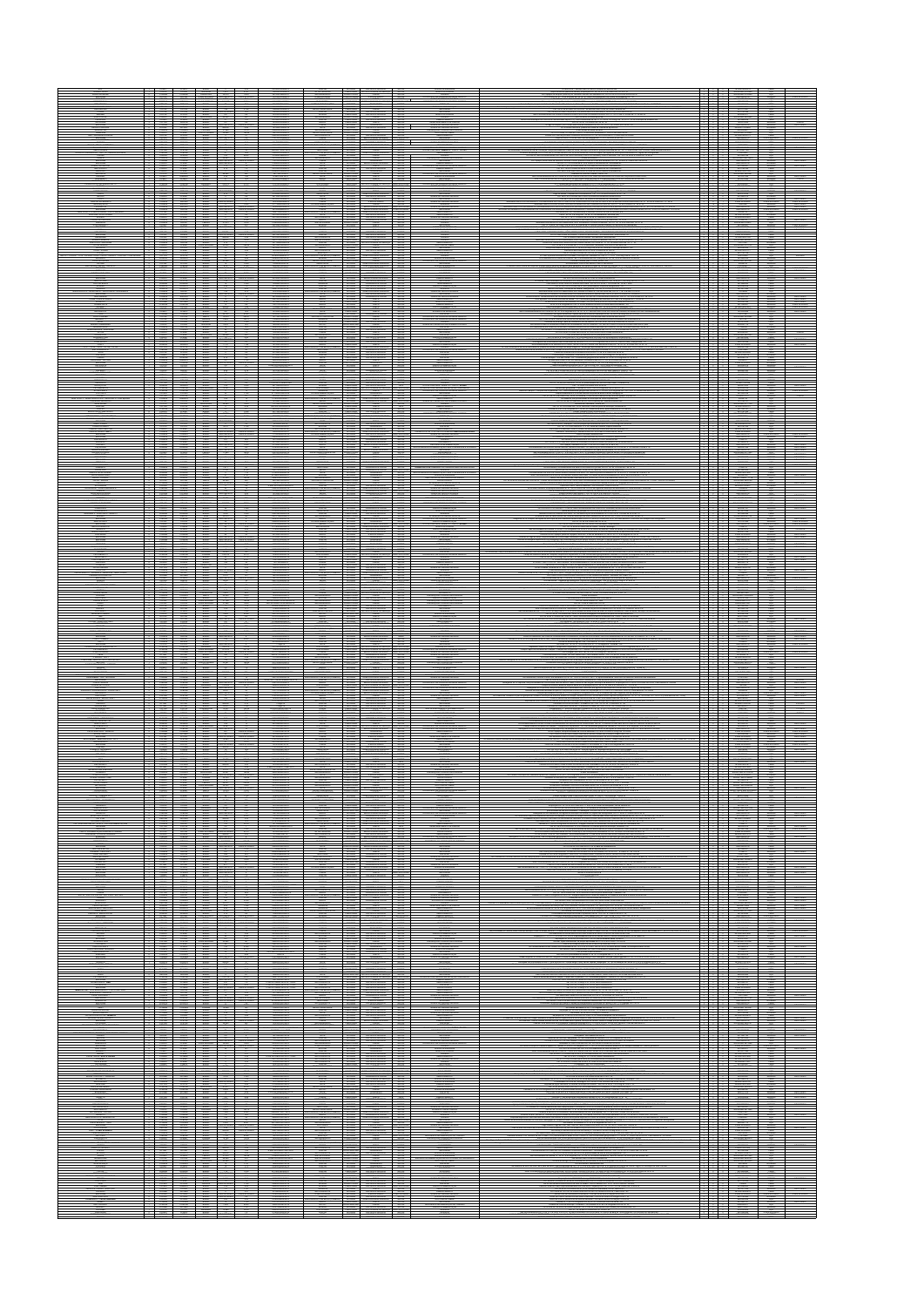| $\frac{1}{2}$ $\frac{1}{2}$ $\frac{1}{2}$                                                                                                                                                                                                                                                                                                                                                                                                                                           | $rac{1}{100000}$                                                                                                                                                                                                                                                                                                                                                                                                                                                                                                                                                                                                   |                                                                                                                                                                                         |                                                                                                                                                                                                                                                                                                                                                                                                                                                               |                      | न नाम              |
|-------------------------------------------------------------------------------------------------------------------------------------------------------------------------------------------------------------------------------------------------------------------------------------------------------------------------------------------------------------------------------------------------------------------------------------------------------------------------------------|--------------------------------------------------------------------------------------------------------------------------------------------------------------------------------------------------------------------------------------------------------------------------------------------------------------------------------------------------------------------------------------------------------------------------------------------------------------------------------------------------------------------------------------------------------------------------------------------------------------------|-----------------------------------------------------------------------------------------------------------------------------------------------------------------------------------------|---------------------------------------------------------------------------------------------------------------------------------------------------------------------------------------------------------------------------------------------------------------------------------------------------------------------------------------------------------------------------------------------------------------------------------------------------------------|----------------------|--------------------|
| $\frac{1}{1}$ $\frac{1}{2}$                                                                                                                                                                                                                                                                                                                                                                                                                                                         | UË                                                                                                                                                                                                                                                                                                                                                                                                                                                                                                                                                                                                                 |                                                                                                                                                                                         | a<br>Bangara<br>Bangara                                                                                                                                                                                                                                                                                                                                                                                                                                       |                      | H<br>$\rightarrow$ |
| $\frac{1}{2}$                                                                                                                                                                                                                                                                                                                                                                                                                                                                       |                                                                                                                                                                                                                                                                                                                                                                                                                                                                                                                                                                                                                    |                                                                                                                                                                                         |                                                                                                                                                                                                                                                                                                                                                                                                                                                               |                      |                    |
| $\frac{500}{200}$                                                                                                                                                                                                                                                                                                                                                                                                                                                                   | 篇                                                                                                                                                                                                                                                                                                                                                                                                                                                                                                                                                                                                                  |                                                                                                                                                                                         | <b>EXAMPLE</b>                                                                                                                                                                                                                                                                                                                                                                                                                                                |                      |                    |
| $\frac{1}{1}$ $\frac{900}{900}$                                                                                                                                                                                                                                                                                                                                                                                                                                                     | à.<br>豊                                                                                                                                                                                                                                                                                                                                                                                                                                                                                                                                                                                                            | $n$ 1700                                                                                                                                                                                | $\begin{array}{c}\n\frac{\sqrt{2}}{2} \\ \frac{\sqrt{2}}{2} \\ \frac{\sqrt{2}}{2} \\ \frac{\sqrt{2}}{2} \\ \frac{\sqrt{2}}{2} \\ \frac{\sqrt{2}}{2} \\ \frac{\sqrt{2}}{2} \\ \frac{\sqrt{2}}{2} \\ \frac{\sqrt{2}}{2} \\ \frac{\sqrt{2}}{2} \\ \frac{\sqrt{2}}{2} \\ \frac{\sqrt{2}}{2} \\ \frac{\sqrt{2}}{2} \\ \frac{\sqrt{2}}{2} \\ \frac{\sqrt{2}}{2} \\ \frac{\sqrt{2}}{2} \\ \frac{\sqrt{2}}{2} \\ \frac{\sqrt{2}}{2} \\ \frac{\sqrt{2}}{2} \\ \frac{\$ |                      | Ħ                  |
|                                                                                                                                                                                                                                                                                                                                                                                                                                                                                     |                                                                                                                                                                                                                                                                                                                                                                                                                                                                                                                                                                                                                    |                                                                                                                                                                                         |                                                                                                                                                                                                                                                                                                                                                                                                                                                               |                      |                    |
| Ħ                                                                                                                                                                                                                                                                                                                                                                                                                                                                                   | $rac{45.05}{45.05}$                                                                                                                                                                                                                                                                                                                                                                                                                                                                                                                                                                                                |                                                                                                                                                                                         |                                                                                                                                                                                                                                                                                                                                                                                                                                                               |                      |                    |
| $\frac{1}{1}$ $\frac{500}{500}$                                                                                                                                                                                                                                                                                                                                                                                                                                                     | $\begin{array}{c c c c} \hline m & 3 \\ \hline m & 3 \end{array}$                                                                                                                                                                                                                                                                                                                                                                                                                                                                                                                                                  |                                                                                                                                                                                         |                                                                                                                                                                                                                                                                                                                                                                                                                                                               |                      |                    |
| $\frac{1}{2}$                                                                                                                                                                                                                                                                                                                                                                                                                                                                       |                                                                                                                                                                                                                                                                                                                                                                                                                                                                                                                                                                                                                    |                                                                                                                                                                                         |                                                                                                                                                                                                                                                                                                                                                                                                                                                               |                      | $\equiv$           |
|                                                                                                                                                                                                                                                                                                                                                                                                                                                                                     |                                                                                                                                                                                                                                                                                                                                                                                                                                                                                                                                                                                                                    |                                                                                                                                                                                         |                                                                                                                                                                                                                                                                                                                                                                                                                                                               |                      |                    |
|                                                                                                                                                                                                                                                                                                                                                                                                                                                                                     |                                                                                                                                                                                                                                                                                                                                                                                                                                                                                                                                                                                                                    |                                                                                                                                                                                         |                                                                                                                                                                                                                                                                                                                                                                                                                                                               |                      | Ħ                  |
| $\frac{1}{1000}$                                                                                                                                                                                                                                                                                                                                                                                                                                                                    | ⇟                                                                                                                                                                                                                                                                                                                                                                                                                                                                                                                                                                                                                  | $\frac{63560}{63560}$                                                                                                                                                                   |                                                                                                                                                                                                                                                                                                                                                                                                                                                               |                      |                    |
| $\frac{1}{2}$                                                                                                                                                                                                                                                                                                                                                                                                                                                                       |                                                                                                                                                                                                                                                                                                                                                                                                                                                                                                                                                                                                                    |                                                                                                                                                                                         |                                                                                                                                                                                                                                                                                                                                                                                                                                                               |                      |                    |
|                                                                                                                                                                                                                                                                                                                                                                                                                                                                                     |                                                                                                                                                                                                                                                                                                                                                                                                                                                                                                                                                                                                                    |                                                                                                                                                                                         |                                                                                                                                                                                                                                                                                                                                                                                                                                                               |                      |                    |
| ₩                                                                                                                                                                                                                                                                                                                                                                                                                                                                                   | $\frac{1}{\sqrt{2}}$<br>dia.                                                                                                                                                                                                                                                                                                                                                                                                                                                                                                                                                                                       |                                                                                                                                                                                         | ₩                                                                                                                                                                                                                                                                                                                                                                                                                                                             |                      |                    |
| $\frac{1}{2}$                                                                                                                                                                                                                                                                                                                                                                                                                                                                       |                                                                                                                                                                                                                                                                                                                                                                                                                                                                                                                                                                                                                    | $\frac{NTSA}{NTSA}$                                                                                                                                                                     |                                                                                                                                                                                                                                                                                                                                                                                                                                                               |                      |                    |
|                                                                                                                                                                                                                                                                                                                                                                                                                                                                                     | a ang pagpalangan ng Pangalangan.<br>Pangangan ng Pangalangan                                                                                                                                                                                                                                                                                                                                                                                                                                                                                                                                                      | $\frac{K3560}{K3560}$                                                                                                                                                                   | <b>THE REPORT OF THE REPORT OF THE RE</b>                                                                                                                                                                                                                                                                                                                                                                                                                     |                      |                    |
| --------<br>8888888                                                                                                                                                                                                                                                                                                                                                                                                                                                                 | ł<br>÷                                                                                                                                                                                                                                                                                                                                                                                                                                                                                                                                                                                                             | $\begin{array}{ c c } \hline \begin{array}{c} \hline \text{N EAGS} \\ \hline \text{N EAGS} \\ \hline \text{N EAGS} \\ \hline \text{N EAGS} \\ \hline \end{array} \\ \hline \end{array}$ |                                                                                                                                                                                                                                                                                                                                                                                                                                                               |                      |                    |
|                                                                                                                                                                                                                                                                                                                                                                                                                                                                                     |                                                                                                                                                                                                                                                                                                                                                                                                                                                                                                                                                                                                                    |                                                                                                                                                                                         |                                                                                                                                                                                                                                                                                                                                                                                                                                                               |                      |                    |
|                                                                                                                                                                                                                                                                                                                                                                                                                                                                                     |                                                                                                                                                                                                                                                                                                                                                                                                                                                                                                                                                                                                                    |                                                                                                                                                                                         |                                                                                                                                                                                                                                                                                                                                                                                                                                                               |                      |                    |
| HE A                                                                                                                                                                                                                                                                                                                                                                                                                                                                                |                                                                                                                                                                                                                                                                                                                                                                                                                                                                                                                                                                                                                    |                                                                                                                                                                                         |                                                                                                                                                                                                                                                                                                                                                                                                                                                               | <b>Science Press</b> |                    |
|                                                                                                                                                                                                                                                                                                                                                                                                                                                                                     | ÷                                                                                                                                                                                                                                                                                                                                                                                                                                                                                                                                                                                                                  |                                                                                                                                                                                         |                                                                                                                                                                                                                                                                                                                                                                                                                                                               |                      |                    |
| $\frac{1}{1}$ $\frac{6503}{600}$                                                                                                                                                                                                                                                                                                                                                                                                                                                    |                                                                                                                                                                                                                                                                                                                                                                                                                                                                                                                                                                                                                    |                                                                                                                                                                                         |                                                                                                                                                                                                                                                                                                                                                                                                                                                               |                      |                    |
| $\frac{1}{1}$ $\frac{10004}{0004}$<br><b>CALL</b>                                                                                                                                                                                                                                                                                                                                                                                                                                   |                                                                                                                                                                                                                                                                                                                                                                                                                                                                                                                                                                                                                    |                                                                                                                                                                                         |                                                                                                                                                                                                                                                                                                                                                                                                                                                               |                      |                    |
|                                                                                                                                                                                                                                                                                                                                                                                                                                                                                     |                                                                                                                                                                                                                                                                                                                                                                                                                                                                                                                                                                                                                    |                                                                                                                                                                                         |                                                                                                                                                                                                                                                                                                                                                                                                                                                               |                      |                    |
|                                                                                                                                                                                                                                                                                                                                                                                                                                                                                     |                                                                                                                                                                                                                                                                                                                                                                                                                                                                                                                                                                                                                    |                                                                                                                                                                                         |                                                                                                                                                                                                                                                                                                                                                                                                                                                               |                      |                    |
| $\frac{52}{30}$                                                                                                                                                                                                                                                                                                                                                                                                                                                                     | in a bhaille an                                                                                                                                                                                                                                                                                                                                                                                                                                                                                                                                                                                                    |                                                                                                                                                                                         |                                                                                                                                                                                                                                                                                                                                                                                                                                                               |                      |                    |
| $\pm$                                                                                                                                                                                                                                                                                                                                                                                                                                                                               | $\frac{1}{2}$                                                                                                                                                                                                                                                                                                                                                                                                                                                                                                                                                                                                      | <b>Service</b>                                                                                                                                                                          | ÷                                                                                                                                                                                                                                                                                                                                                                                                                                                             |                      |                    |
|                                                                                                                                                                                                                                                                                                                                                                                                                                                                                     | 220                                                                                                                                                                                                                                                                                                                                                                                                                                                                                                                                                                                                                |                                                                                                                                                                                         |                                                                                                                                                                                                                                                                                                                                                                                                                                                               |                      |                    |
|                                                                                                                                                                                                                                                                                                                                                                                                                                                                                     | $\frac{1}{10}$                                                                                                                                                                                                                                                                                                                                                                                                                                                                                                                                                                                                     | $rac{0.1555}{0.1555}$                                                                                                                                                                   | S.                                                                                                                                                                                                                                                                                                                                                                                                                                                            |                      |                    |
| $\frac{1}{1}$                                                                                                                                                                                                                                                                                                                                                                                                                                                                       | $\frac{1}{2}$                                                                                                                                                                                                                                                                                                                                                                                                                                                                                                                                                                                                      |                                                                                                                                                                                         | R                                                                                                                                                                                                                                                                                                                                                                                                                                                             |                      |                    |
| $\begin{array}{c c} 1 & 0 & 0 & 0 \\ \hline 1 & 0 & 0 & 0 \\ \hline 2 & 0 & 0 & 0 \\ 0 & 0 & 0 & 0 \\ 0 & 0 & 0 & 0 \\ 0 & 0 & 0 & 0 \\ 0 & 0 & 0 & 0 \\ 0 & 0 & 0 & 0 \\ 0 & 0 & 0 & 0 \\ 0 & 0 & 0 & 0 \\ 0 & 0 & 0 & 0 \\ 0 & 0 & 0 & 0 \\ 0 & 0 & 0 & 0 \\ 0 & 0 & 0 & 0 \\ 0 & 0 & 0 & 0 \\ 0 & 0 & 0 & 0 & 0 \\ 0 & 0 & 0 & $                                                                                                                                                 | ÷                                                                                                                                                                                                                                                                                                                                                                                                                                                                                                                                                                                                                  |                                                                                                                                                                                         | E                                                                                                                                                                                                                                                                                                                                                                                                                                                             |                      |                    |
|                                                                                                                                                                                                                                                                                                                                                                                                                                                                                     |                                                                                                                                                                                                                                                                                                                                                                                                                                                                                                                                                                                                                    |                                                                                                                                                                                         |                                                                                                                                                                                                                                                                                                                                                                                                                                                               |                      |                    |
| $ \frac{1}{2}$                                                                                                                                                                                                                                                                                                                                                                                                                                                                      |                                                                                                                                                                                                                                                                                                                                                                                                                                                                                                                                                                                                                    |                                                                                                                                                                                         |                                                                                                                                                                                                                                                                                                                                                                                                                                                               |                      |                    |
| $ \frac{1}{2}$                                                                                                                                                                                                                                                                                                                                                                                                                                                                      | ⇟                                                                                                                                                                                                                                                                                                                                                                                                                                                                                                                                                                                                                  | $n + 666$                                                                                                                                                                               | Ē.                                                                                                                                                                                                                                                                                                                                                                                                                                                            |                      |                    |
| $ \frac{500}{500}$                                                                                                                                                                                                                                                                                                                                                                                                                                                                  | $\frac{1}{2}$                                                                                                                                                                                                                                                                                                                                                                                                                                                                                                                                                                                                      | $rac{1}{1000}$                                                                                                                                                                          |                                                                                                                                                                                                                                                                                                                                                                                                                                                               |                      |                    |
|                                                                                                                                                                                                                                                                                                                                                                                                                                                                                     |                                                                                                                                                                                                                                                                                                                                                                                                                                                                                                                                                                                                                    | <b>Service State</b>                                                                                                                                                                    |                                                                                                                                                                                                                                                                                                                                                                                                                                                               |                      |                    |
| $\begin{array}{c}\n 1.003 \\  -0.003 \\  -0.003\n\end{array}$                                                                                                                                                                                                                                                                                                                                                                                                                       | ji<br>H<br>62                                                                                                                                                                                                                                                                                                                                                                                                                                                                                                                                                                                                      | <b>SMACHO</b>                                                                                                                                                                           | es estas estas                                                                                                                                                                                                                                                                                                                                                                                                                                                |                      |                    |
| $\frac{3}{2}$                                                                                                                                                                                                                                                                                                                                                                                                                                                                       |                                                                                                                                                                                                                                                                                                                                                                                                                                                                                                                                                                                                                    |                                                                                                                                                                                         |                                                                                                                                                                                                                                                                                                                                                                                                                                                               |                      |                    |
| $\frac{1}{\sqrt{2}}$                                                                                                                                                                                                                                                                                                                                                                                                                                                                | $\frac{1}{2}$                                                                                                                                                                                                                                                                                                                                                                                                                                                                                                                                                                                                      | <b>ATAR</b><br>$\frac{1}{2}$                                                                                                                                                            |                                                                                                                                                                                                                                                                                                                                                                                                                                                               |                      |                    |
| $\begin{array}{ c c c c c } \hline \textbf{1} & \textbf{GMB} & \textbf{0} & \textbf{0} & \textbf{0} \\ \hline \textbf{1} & \textbf{GMB} & \textbf{0} & \textbf{0} & \textbf{0} & \textbf{0} \\ \hline \textbf{2} & \textbf{GMB} & \textbf{0} & \textbf{0} & \textbf{0} & \textbf{0} & \textbf{0} \\ \hline \textbf{3} & \textbf{GMB} & \textbf{0} & \textbf{0} & \textbf{0} & \textbf{0} & \textbf{0} & \textbf{0} & \textbf{0$                                                     | T                                                                                                                                                                                                                                                                                                                                                                                                                                                                                                                                                                                                                  | $\frac{1}{\sqrt{1000}}$                                                                                                                                                                 | a Maria da San                                                                                                                                                                                                                                                                                                                                                                                                                                                |                      |                    |
|                                                                                                                                                                                                                                                                                                                                                                                                                                                                                     |                                                                                                                                                                                                                                                                                                                                                                                                                                                                                                                                                                                                                    |                                                                                                                                                                                         |                                                                                                                                                                                                                                                                                                                                                                                                                                                               |                      |                    |
|                                                                                                                                                                                                                                                                                                                                                                                                                                                                                     |                                                                                                                                                                                                                                                                                                                                                                                                                                                                                                                                                                                                                    |                                                                                                                                                                                         |                                                                                                                                                                                                                                                                                                                                                                                                                                                               |                      |                    |
| $\begin{tabular}{ c c c c } \hline \multicolumn{1}{ c }{\multicolumn{1}{ c }{\multicolumn{1}{ c }{\multicolumn{1}{ c }{\multicolumn{1}{ c }{\multicolumn{1}{ c }{\multicolumn{1}{ c }{\multicolumn{1}{c }{\multicolumn{1}{c }{\multicolumn{1}{c }{\multicolumn{1}{c }{\multicolumn{1}{c }{\multicolumn{1}{c }{\multicolumn{1}{c }{\multicolumn{1}{c }{\multicolumn{1}{c }{\multicolumn{1}{c }{\multicolumn{1}{c }{\multicolumn{1}{c }{\multicolumn$                                 |                                                                                                                                                                                                                                                                                                                                                                                                                                                                                                                                                                                                                    | $A = 1000$<br>$-100-$                                                                                                                                                                   |                                                                                                                                                                                                                                                                                                                                                                                                                                                               |                      |                    |
| H                                                                                                                                                                                                                                                                                                                                                                                                                                                                                   | $\frac{m}{m}$                                                                                                                                                                                                                                                                                                                                                                                                                                                                                                                                                                                                      |                                                                                                                                                                                         |                                                                                                                                                                                                                                                                                                                                                                                                                                                               |                      |                    |
|                                                                                                                                                                                                                                                                                                                                                                                                                                                                                     | ÷<br>Load Mahlena<br>2.9                                                                                                                                                                                                                                                                                                                                                                                                                                                                                                                                                                                           |                                                                                                                                                                                         |                                                                                                                                                                                                                                                                                                                                                                                                                                                               |                      |                    |
|                                                                                                                                                                                                                                                                                                                                                                                                                                                                                     | <b>Bill</b>                                                                                                                                                                                                                                                                                                                                                                                                                                                                                                                                                                                                        |                                                                                                                                                                                         |                                                                                                                                                                                                                                                                                                                                                                                                                                                               |                      |                    |
|                                                                                                                                                                                                                                                                                                                                                                                                                                                                                     |                                                                                                                                                                                                                                                                                                                                                                                                                                                                                                                                                                                                                    | $rac{1}{1000}$                                                                                                                                                                          |                                                                                                                                                                                                                                                                                                                                                                                                                                                               |                      |                    |
|                                                                                                                                                                                                                                                                                                                                                                                                                                                                                     |                                                                                                                                                                                                                                                                                                                                                                                                                                                                                                                                                                                                                    | $n + 2n$                                                                                                                                                                                |                                                                                                                                                                                                                                                                                                                                                                                                                                                               |                      |                    |
| $\frac{1}{2}$                                                                                                                                                                                                                                                                                                                                                                                                                                                                       | <b>ANGLE MONGAGE</b><br>ł                                                                                                                                                                                                                                                                                                                                                                                                                                                                                                                                                                                          | $\frac{1}{\frac{1}{\frac{1}{2} \sum_{i=1}^{n} (1 - i)}$                                                                                                                                 | $\frac{m}{2}$                                                                                                                                                                                                                                                                                                                                                                                                                                                 |                      |                    |
|                                                                                                                                                                                                                                                                                                                                                                                                                                                                                     | ż.                                                                                                                                                                                                                                                                                                                                                                                                                                                                                                                                                                                                                 | $100 -$                                                                                                                                                                                 |                                                                                                                                                                                                                                                                                                                                                                                                                                                               |                      |                    |
| $-24$                                                                                                                                                                                                                                                                                                                                                                                                                                                                               |                                                                                                                                                                                                                                                                                                                                                                                                                                                                                                                                                                                                                    |                                                                                                                                                                                         |                                                                                                                                                                                                                                                                                                                                                                                                                                                               |                      |                    |
| $rac{1}{2}$<br><b>Chile</b>                                                                                                                                                                                                                                                                                                                                                                                                                                                         | <b>Bill</b>                                                                                                                                                                                                                                                                                                                                                                                                                                                                                                                                                                                                        | AT50                                                                                                                                                                                    |                                                                                                                                                                                                                                                                                                                                                                                                                                                               |                      |                    |
|                                                                                                                                                                                                                                                                                                                                                                                                                                                                                     | Ē                                                                                                                                                                                                                                                                                                                                                                                                                                                                                                                                                                                                                  |                                                                                                                                                                                         |                                                                                                                                                                                                                                                                                                                                                                                                                                                               |                      |                    |
|                                                                                                                                                                                                                                                                                                                                                                                                                                                                                     |                                                                                                                                                                                                                                                                                                                                                                                                                                                                                                                                                                                                                    |                                                                                                                                                                                         | ang ang ang                                                                                                                                                                                                                                                                                                                                                                                                                                                   |                      |                    |
|                                                                                                                                                                                                                                                                                                                                                                                                                                                                                     |                                                                                                                                                                                                                                                                                                                                                                                                                                                                                                                                                                                                                    |                                                                                                                                                                                         |                                                                                                                                                                                                                                                                                                                                                                                                                                                               |                      |                    |
| $\frac{1}{1}$ $\frac{330}{200}$<br>$\frac{1}{2}$ $\frac{330}{200}$<br>$\frac{330}{200}$                                                                                                                                                                                                                                                                                                                                                                                             | 叫棒                                                                                                                                                                                                                                                                                                                                                                                                                                                                                                                                                                                                                 |                                                                                                                                                                                         |                                                                                                                                                                                                                                                                                                                                                                                                                                                               |                      |                    |
|                                                                                                                                                                                                                                                                                                                                                                                                                                                                                     |                                                                                                                                                                                                                                                                                                                                                                                                                                                                                                                                                                                                                    |                                                                                                                                                                                         |                                                                                                                                                                                                                                                                                                                                                                                                                                                               |                      |                    |
| $\frac{900}{900}$                                                                                                                                                                                                                                                                                                                                                                                                                                                                   | 礨<br>÷<br>ł                                                                                                                                                                                                                                                                                                                                                                                                                                                                                                                                                                                                        | <b>NGC 18</b>                                                                                                                                                                           | $\begin{tabular}{ c c } \hline 0000 & 00000 \\ \hline 0000 & 00000 \\ \hline 0000 & 00000 \\ \hline 0000 & 00000 \\ \hline 0000 & 00000 \\ \hline \end{tabular}$                                                                                                                                                                                                                                                                                              |                      | H                  |
| ≡≋                                                                                                                                                                                                                                                                                                                                                                                                                                                                                  |                                                                                                                                                                                                                                                                                                                                                                                                                                                                                                                                                                                                                    |                                                                                                                                                                                         | t                                                                                                                                                                                                                                                                                                                                                                                                                                                             |                      |                    |
|                                                                                                                                                                                                                                                                                                                                                                                                                                                                                     |                                                                                                                                                                                                                                                                                                                                                                                                                                                                                                                                                                                                                    |                                                                                                                                                                                         | R                                                                                                                                                                                                                                                                                                                                                                                                                                                             |                      |                    |
|                                                                                                                                                                                                                                                                                                                                                                                                                                                                                     |                                                                                                                                                                                                                                                                                                                                                                                                                                                                                                                                                                                                                    |                                                                                                                                                                                         |                                                                                                                                                                                                                                                                                                                                                                                                                                                               |                      |                    |
|                                                                                                                                                                                                                                                                                                                                                                                                                                                                                     | $\frac{100}{7000}$ = $\frac{1}{100}$                                                                                                                                                                                                                                                                                                                                                                                                                                                                                                                                                                               |                                                                                                                                                                                         |                                                                                                                                                                                                                                                                                                                                                                                                                                                               |                      | ▦                  |
|                                                                                                                                                                                                                                                                                                                                                                                                                                                                                     |                                                                                                                                                                                                                                                                                                                                                                                                                                                                                                                                                                                                                    |                                                                                                                                                                                         | 關節語                                                                                                                                                                                                                                                                                                                                                                                                                                                           |                      | ₩                  |
| 繼<br>$\frac{1}{\sqrt{2}}$                                                                                                                                                                                                                                                                                                                                                                                                                                                           |                                                                                                                                                                                                                                                                                                                                                                                                                                                                                                                                                                                                                    |                                                                                                                                                                                         |                                                                                                                                                                                                                                                                                                                                                                                                                                                               |                      |                    |
|                                                                                                                                                                                                                                                                                                                                                                                                                                                                                     |                                                                                                                                                                                                                                                                                                                                                                                                                                                                                                                                                                                                                    |                                                                                                                                                                                         |                                                                                                                                                                                                                                                                                                                                                                                                                                                               |                      | $\frac{1}{2}$      |
|                                                                                                                                                                                                                                                                                                                                                                                                                                                                                     |                                                                                                                                                                                                                                                                                                                                                                                                                                                                                                                                                                                                                    |                                                                                                                                                                                         |                                                                                                                                                                                                                                                                                                                                                                                                                                                               |                      |                    |
| - 22<br>$\frac{1}{2}$                                                                                                                                                                                                                                                                                                                                                                                                                                                               | $\frac{1}{2}$<br>$\frac{1}{2}$                                                                                                                                                                                                                                                                                                                                                                                                                                                                                                                                                                                     |                                                                                                                                                                                         |                                                                                                                                                                                                                                                                                                                                                                                                                                                               |                      |                    |
|                                                                                                                                                                                                                                                                                                                                                                                                                                                                                     | <b>Mills</b><br>ᄴ                                                                                                                                                                                                                                                                                                                                                                                                                                                                                                                                                                                                  |                                                                                                                                                                                         | ₩                                                                                                                                                                                                                                                                                                                                                                                                                                                             |                      |                    |
|                                                                                                                                                                                                                                                                                                                                                                                                                                                                                     |                                                                                                                                                                                                                                                                                                                                                                                                                                                                                                                                                                                                                    |                                                                                                                                                                                         |                                                                                                                                                                                                                                                                                                                                                                                                                                                               |                      |                    |
|                                                                                                                                                                                                                                                                                                                                                                                                                                                                                     | ALGO HOMA<br>  Music   Music<br>  Music   Kalendarum<br>  Music   Kalendarum                                                                                                                                                                                                                                                                                                                                                                                                                                                                                                                                       |                                                                                                                                                                                         | ÷                                                                                                                                                                                                                                                                                                                                                                                                                                                             |                      |                    |
|                                                                                                                                                                                                                                                                                                                                                                                                                                                                                     |                                                                                                                                                                                                                                                                                                                                                                                                                                                                                                                                                                                                                    |                                                                                                                                                                                         |                                                                                                                                                                                                                                                                                                                                                                                                                                                               |                      | 1000000            |
|                                                                                                                                                                                                                                                                                                                                                                                                                                                                                     |                                                                                                                                                                                                                                                                                                                                                                                                                                                                                                                                                                                                                    |                                                                                                                                                                                         |                                                                                                                                                                                                                                                                                                                                                                                                                                                               |                      |                    |
| $\begin{tabular}{ c c c } \hline \multicolumn{1}{ c }{\multicolumn{1}{ c }{\multicolumn{1}{ c }{\multicolumn{1}{ c }{\multicolumn{1}{ c }{\multicolumn{1}{ c }{\multicolumn{1}{ c }{\multicolumn{1}{ c }{\multicolumn{1}{ c }{\multicolumn{1}{ c }{\multicolumn{1}{ c }{\multicolumn{1}{ c }{\multicolumn{1}{ c }{\multicolumn{1}{ c }{\multicolumn{1}{ c }{\multicolumn{1}{ c }{\multicolumn{1}{ c }{\multicolumn{1}{ c }{\multicolumn{$                                           |                                                                                                                                                                                                                                                                                                                                                                                                                                                                                                                                                                                                                    |                                                                                                                                                                                         |                                                                                                                                                                                                                                                                                                                                                                                                                                                               |                      |                    |
|                                                                                                                                                                                                                                                                                                                                                                                                                                                                                     |                                                                                                                                                                                                                                                                                                                                                                                                                                                                                                                                                                                                                    |                                                                                                                                                                                         | Based                                                                                                                                                                                                                                                                                                                                                                                                                                                         |                      | H                  |
|                                                                                                                                                                                                                                                                                                                                                                                                                                                                                     | $\frac{1}{\sqrt{2}}$                                                                                                                                                                                                                                                                                                                                                                                                                                                                                                                                                                                               |                                                                                                                                                                                         | ₩                                                                                                                                                                                                                                                                                                                                                                                                                                                             |                      |                    |
| $ \frac{9989}{9888}$                                                                                                                                                                                                                                                                                                                                                                                                                                                                |                                                                                                                                                                                                                                                                                                                                                                                                                                                                                                                                                                                                                    | <b>WASHER</b><br>776                                                                                                                                                                    | $\frac{1}{2}$                                                                                                                                                                                                                                                                                                                                                                                                                                                 |                      | $\frac{1}{1}$      |
| $+$                                                                                                                                                                                                                                                                                                                                                                                                                                                                                 | $\equiv$ $\rightarrow$                                                                                                                                                                                                                                                                                                                                                                                                                                                                                                                                                                                             |                                                                                                                                                                                         |                                                                                                                                                                                                                                                                                                                                                                                                                                                               |                      |                    |
|                                                                                                                                                                                                                                                                                                                                                                                                                                                                                     |                                                                                                                                                                                                                                                                                                                                                                                                                                                                                                                                                                                                                    |                                                                                                                                                                                         |                                                                                                                                                                                                                                                                                                                                                                                                                                                               |                      |                    |
|                                                                                                                                                                                                                                                                                                                                                                                                                                                                                     | ÷<br>$\frac{1}{2}$                                                                                                                                                                                                                                                                                                                                                                                                                                                                                                                                                                                                 |                                                                                                                                                                                         | €                                                                                                                                                                                                                                                                                                                                                                                                                                                             |                      |                    |
| ≢                                                                                                                                                                                                                                                                                                                                                                                                                                                                                   | $\frac{1}{10}$ $\frac{1}{4}$                                                                                                                                                                                                                                                                                                                                                                                                                                                                                                                                                                                       |                                                                                                                                                                                         | ÷                                                                                                                                                                                                                                                                                                                                                                                                                                                             |                      |                    |
|                                                                                                                                                                                                                                                                                                                                                                                                                                                                                     | I                                                                                                                                                                                                                                                                                                                                                                                                                                                                                                                                                                                                                  | 甜菜                                                                                                                                                                                      |                                                                                                                                                                                                                                                                                                                                                                                                                                                               |                      |                    |
|                                                                                                                                                                                                                                                                                                                                                                                                                                                                                     | 端<br>÷                                                                                                                                                                                                                                                                                                                                                                                                                                                                                                                                                                                                             |                                                                                                                                                                                         | 闘闘                                                                                                                                                                                                                                                                                                                                                                                                                                                            |                      |                    |
|                                                                                                                                                                                                                                                                                                                                                                                                                                                                                     |                                                                                                                                                                                                                                                                                                                                                                                                                                                                                                                                                                                                                    | $+100$                                                                                                                                                                                  |                                                                                                                                                                                                                                                                                                                                                                                                                                                               |                      |                    |
|                                                                                                                                                                                                                                                                                                                                                                                                                                                                                     |                                                                                                                                                                                                                                                                                                                                                                                                                                                                                                                                                                                                                    |                                                                                                                                                                                         | ≣                                                                                                                                                                                                                                                                                                                                                                                                                                                             |                      |                    |
|                                                                                                                                                                                                                                                                                                                                                                                                                                                                                     | AMSZON                                                                                                                                                                                                                                                                                                                                                                                                                                                                                                                                                                                                             |                                                                                                                                                                                         | ₩                                                                                                                                                                                                                                                                                                                                                                                                                                                             |                      |                    |
|                                                                                                                                                                                                                                                                                                                                                                                                                                                                                     | 쁣                                                                                                                                                                                                                                                                                                                                                                                                                                                                                                                                                                                                                  |                                                                                                                                                                                         |                                                                                                                                                                                                                                                                                                                                                                                                                                                               |                      |                    |
|                                                                                                                                                                                                                                                                                                                                                                                                                                                                                     | $rac{1}{26}$ as                                                                                                                                                                                                                                                                                                                                                                                                                                                                                                                                                                                                    |                                                                                                                                                                                         |                                                                                                                                                                                                                                                                                                                                                                                                                                                               |                      |                    |
|                                                                                                                                                                                                                                                                                                                                                                                                                                                                                     | $\frac{\partial \mathbf{B}}{\partial \mathbf{B}}$                                                                                                                                                                                                                                                                                                                                                                                                                                                                                                                                                                  | $\equiv$<br>$-1001$                                                                                                                                                                     |                                                                                                                                                                                                                                                                                                                                                                                                                                                               |                      | $\rightarrow$      |
|                                                                                                                                                                                                                                                                                                                                                                                                                                                                                     |                                                                                                                                                                                                                                                                                                                                                                                                                                                                                                                                                                                                                    |                                                                                                                                                                                         |                                                                                                                                                                                                                                                                                                                                                                                                                                                               |                      |                    |
| ■<br>$\frac{1}{2}$                                                                                                                                                                                                                                                                                                                                                                                                                                                                  |                                                                                                                                                                                                                                                                                                                                                                                                                                                                                                                                                                                                                    |                                                                                                                                                                                         |                                                                                                                                                                                                                                                                                                                                                                                                                                                               |                      |                    |
|                                                                                                                                                                                                                                                                                                                                                                                                                                                                                     | ķ                                                                                                                                                                                                                                                                                                                                                                                                                                                                                                                                                                                                                  |                                                                                                                                                                                         |                                                                                                                                                                                                                                                                                                                                                                                                                                                               |                      |                    |
| $\begin{tabular}{ c c c c } \hline . & . & . & . & . \\ \hline . & . & . & . & . \\ \hline . & . & . & . & . \\ \hline . & . & . & . & . \\ \hline . & . & . & . & . \\ \hline . & . & . & . & . \\ \hline . & . & . & . & . \\ \hline . & . & . & . & . \\ \hline . & . & . & . & . \\ \hline . & . & . & . & . \\ \hline . & . & . & . & . \\ \hline . & . & . & . & . \\ \hline . & . & . & . & . \\ \hline . & . & . & . & . \\ \hline . & . & . & . & . \\ \hline . & . & . &$ |                                                                                                                                                                                                                                                                                                                                                                                                                                                                                                                                                                                                                    |                                                                                                                                                                                         | a a an an Salamana.<br>Tagairtí                                                                                                                                                                                                                                                                                                                                                                                                                               |                      | ili<br>Hi          |
|                                                                                                                                                                                                                                                                                                                                                                                                                                                                                     | I<br>$\begin{tabular}{ c c c c } \hline Re & $\alpha$ & $\beta$ & $\gamma$ \\ \hline $\alpha$ & $\alpha$ & $\gamma$ & $\gamma$ \\ \hline $\alpha$ & $\alpha$ & $\gamma$ & $\gamma$ \\ \hline $\alpha$ & $\alpha$ & $\gamma$ & $\gamma$ \\ \hline $\alpha$ & $\alpha$ & $\gamma$ & $\gamma$ \\ \hline $\alpha$ & $\alpha$ & $\gamma$ & $\gamma$ & $\gamma$ \\ \hline $\alpha$ & $\alpha$ & $\gamma$ & $\gamma$ & $\gamma$ \\ \hline $\alpha$ & $\alpha$ & $\gamma$ & $\gamma$ & $\gamma$ \\ \hline $\alpha$ & $\alpha$ & $\gamma$ & $\gamma$ & $\gamma$ \\ \hline $\alpha$ & $\alpha$ & $\gamma$ & $\gamma$ &$<br>÷ |                                                                                                                                                                                         |                                                                                                                                                                                                                                                                                                                                                                                                                                                               |                      |                    |
| <u>i se</u><br>- se                                                                                                                                                                                                                                                                                                                                                                                                                                                                 |                                                                                                                                                                                                                                                                                                                                                                                                                                                                                                                                                                                                                    | <b><i><u>ATAO AMERICAN</u></i></b>                                                                                                                                                      |                                                                                                                                                                                                                                                                                                                                                                                                                                                               |                      |                    |
|                                                                                                                                                                                                                                                                                                                                                                                                                                                                                     | $\frac{1}{2}$                                                                                                                                                                                                                                                                                                                                                                                                                                                                                                                                                                                                      |                                                                                                                                                                                         | i                                                                                                                                                                                                                                                                                                                                                                                                                                                             |                      | ▒                  |
|                                                                                                                                                                                                                                                                                                                                                                                                                                                                                     |                                                                                                                                                                                                                                                                                                                                                                                                                                                                                                                                                                                                                    | n 1500                                                                                                                                                                                  |                                                                                                                                                                                                                                                                                                                                                                                                                                                               |                      |                    |
| ♦                                                                                                                                                                                                                                                                                                                                                                                                                                                                                   | $\begin{tabular}{ c c c c c c c } \hline & $0.95 & $0.95 & $0.95 \\ \hline $0.05 & $0.95 & $0.95 & $0.95 \\ \hline $0.05 & $0.95 & $0.95 & $0.95 \\ \hline $0.05 & $0.95 & $0.95 & $0.95 \\ \hline $0.05 & $0.95 & $0.95 & $0.95 \\ \hline $0.05 & $0.95 & $0.95 & $0.95 \\ \hline $0.05 & $0.95 & $0.95 & $0.95 \\ \hline $0.05 & $0.95$                                                                                                                                                                                                                                                                          |                                                                                                                                                                                         | 闘闘                                                                                                                                                                                                                                                                                                                                                                                                                                                            |                      |                    |
|                                                                                                                                                                                                                                                                                                                                                                                                                                                                                     | $\frac{m}{m}$                                                                                                                                                                                                                                                                                                                                                                                                                                                                                                                                                                                                      |                                                                                                                                                                                         |                                                                                                                                                                                                                                                                                                                                                                                                                                                               |                      |                    |
| $-$                                                                                                                                                                                                                                                                                                                                                                                                                                                                                 | $\frac{1}{2}$<br>$\frac{1}{100}$<br>-van                                                                                                                                                                                                                                                                                                                                                                                                                                                                                                                                                                           | $-2256$                                                                                                                                                                                 | <b>SOLU</b>                                                                                                                                                                                                                                                                                                                                                                                                                                                   |                      | ▒<br>Ħ             |